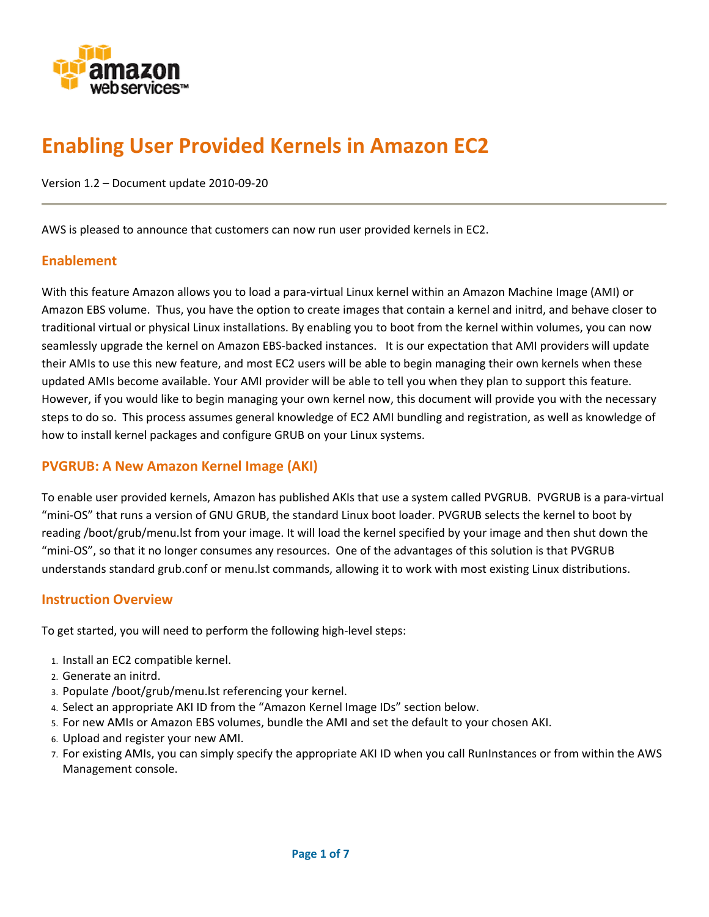# Enabling User Provided Kernels in Amazon EC2

Version 1.2 – Document update 2010-09-20

AWS is pleased to announce that customers can now run user provided kernels in EC2.

## Enablement

With this feature Amazon allows you to load a para-virtual Linux kernel within an Amazon Machine Image (AMI) or Amazon EBS volume. Thus, you have the option to create images that contain a kernel and initrd, and behave closer to traditional virtual or physical Linux installations. By enabling you to boot from the kernel within volumes, you can now seamlessly upgrade the kernel on Amazon EBS-backed instances. It is our expectation that AMI providers will update their AMIs to use this new feature, and most EC2 users will be able to begin managing their own kernels when these updated AMIs become available. Your AMI provider will be able to tell you when they plan to support this feature. However, if you would like to begin managing your own kernel now, this document will provide you with the necessary steps to do so. This process assumes general knowledge of EC2 AMI bundling and registration, as well as knowledge of how to install kernel packages and configure GRUB on your Linux systems.

## PVGRUB: A New Amazon Kernel Image (AKI)

To enable user provided kernels, Amazon has published AKIs that use a system called PVGRUB. PVGRUB is a para-virtual "mini-OS" that runs a version of GNU GRUB, the standard Linux boot loader. PVGRUB selects the kernel to boot by reading /boot/grub/menu.lst from your image. It will load the kernel specified by your image and then shut down the "mini-OS", so that it no longer consumes any resources. One of the advantages of this solution is that PVGRUB understands standard grub.conf or menu.lst commands, allowing it to work with most existing Linux distributions.

## Instruction Overview

To get started, you will need to perform the following high-level steps:

1. Install an EC2 compatible kernel.
2. Generate an initrd.
3. Populate /boot/grub/menu.lst referencing your kernel.
4. Select an appropriate AKI ID from the "Amazon Kernel Image IDs" section below.
5. For new AMIs or Amazon EBS volumes, bundle the AMI and set the default to your chosen AKI.
6. Upload and register your new AMI.
7. For existing AMIs, you can simply specify the appropriate AKI ID when you call RunInstances or from within the AWS Management console.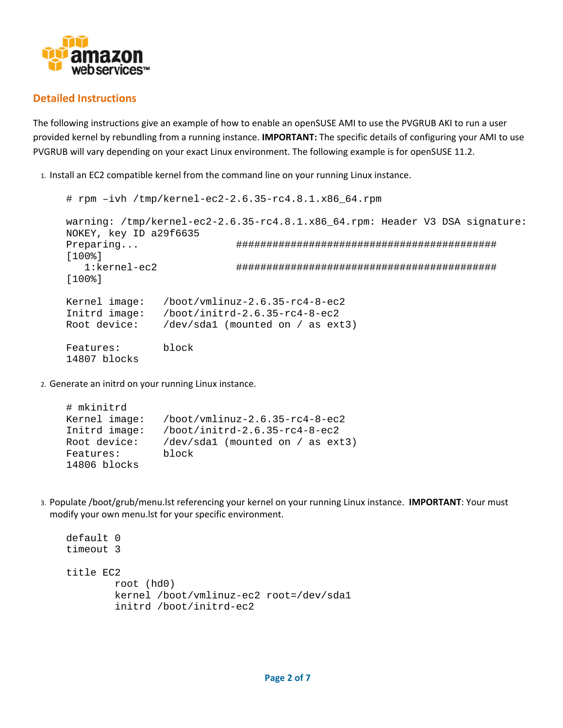## Detailed Instructions

The following instructions give an example of how to enable an openSUSE AMI to use the PVGRUB AKI to run a user provided kernel by rebundling from a running instance. **IMPORTANT:** The specific details of configuring your AMI to use PVGRUB will vary depending on your exact Linux environment. The following example is for openSUSE 11.2.

1. Install an EC2 compatible kernel from the command line on your running Linux instance.

```
# rpm –ivh /tmp/kernel-ec2-2.6.35-rc4.8.1.x86_64.rpm

warning: /tmp/kernel-ec2-2.6.35-rc4.8.1.x86_64.rpm: Header V3 DSA signature:
NOKEY, key ID a29f6635
Preparing...                ############################################
[100%]
   1:kernel-ec2             ############################################
[100%]

Kernel image:   /boot/vmlinuz-2.6.35-rc4-8-ec2
Initrd image:   /boot/initrd-2.6.35-rc4-8-ec2
Root device:    /dev/sda1 (mounted on / as ext3)

Features:       block
14807 blocks
```

2. Generate an initrd on your running Linux instance.

```
# mkinitrd
Kernel image:   /boot/vmlinuz-2.6.35-rc4-8-ec2
Initrd image:   /boot/initrd-2.6.35-rc4-8-ec2
Root device:    /dev/sda1 (mounted on / as ext3)
Features:       block
14806 blocks
```

3. Populate /boot/grub/menu.lst referencing your kernel on your running Linux instance. **IMPORTANT**: Your must modify your own menu.lst for your specific environment.

```
default 0
timeout 3

title EC2
        root (hd0)
        kernel /boot/vmlinuz-ec2 root=/dev/sda1
        initrd /boot/initrd-ec2
```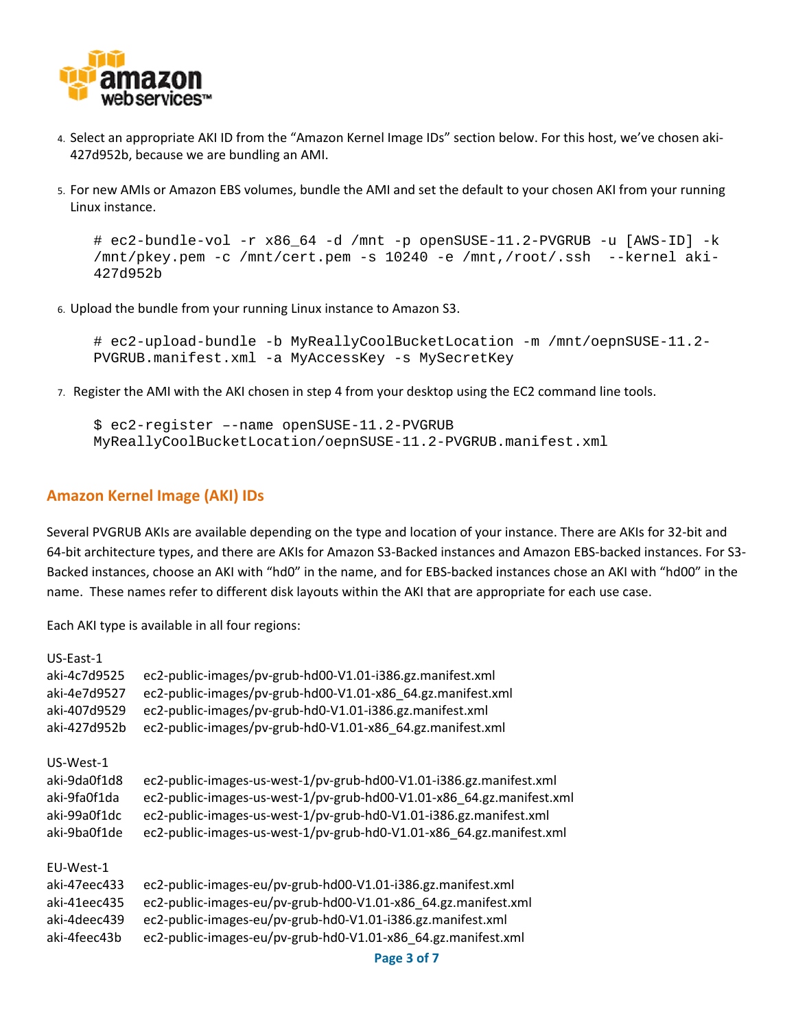4. Select an appropriate AKI ID from the "Amazon Kernel Image IDs" section below. For this host, we've chosen aki-427d952b, because we are bundling an AMI.

5. For new AMIs or Amazon EBS volumes, bundle the AMI and set the default to your chosen AKI from your running Linux instance.

```
# ec2-bundle-vol -r x86_64 -d /mnt -p openSUSE-11.2-PVGRUB -u [AWS-ID] -k
/mnt/pkey.pem -c /mnt/cert.pem -s 10240 -e /mnt,/root/.ssh  --kernel aki-
427d952b
```

6. Upload the bundle from your running Linux instance to Amazon S3.

```
# ec2-upload-bundle -b MyReallyCoolBucketLocation -m /mnt/oepnSUSE-11.2-
PVGRUB.manifest.xml -a MyAccessKey -s MySecretKey
```

7. Register the AMI with the AKI chosen in step 4 from your desktop using the EC2 command line tools.

```
$ ec2-register –-name openSUSE-11.2-PVGRUB
MyReallyCoolBucketLocation/oepnSUSE-11.2-PVGRUB.manifest.xml
```

## Amazon Kernel Image (AKI) IDs

Several PVGRUB AKIs are available depending on the type and location of your instance. There are AKIs for 32-bit and 64-bit architecture types, and there are AKIs for Amazon S3-Backed instances and Amazon EBS-backed instances. For S3-Backed instances, choose an AKI with "hd0" in the name, and for EBS-backed instances chose an AKI with "hd00" in the name. These names refer to different disk layouts within the AKI that are appropriate for each use case.

Each AKI type is available in all four regions:

US-East-1

| | |
|---|---|
| aki-4c7d9525 | ec2-public-images/pv-grub-hd00-V1.01-i386.gz.manifest.xml |
| aki-4e7d9527 | ec2-public-images/pv-grub-hd00-V1.01-x86_64.gz.manifest.xml |
| aki-407d9529 | ec2-public-images/pv-grub-hd0-V1.01-i386.gz.manifest.xml |
| aki-427d952b | ec2-public-images/pv-grub-hd0-V1.01-x86_64.gz.manifest.xml |

US-West-1

| | |
|---|---|
| aki-9da0f1d8 | ec2-public-images-us-west-1/pv-grub-hd00-V1.01-i386.gz.manifest.xml |
| aki-9fa0f1da | ec2-public-images-us-west-1/pv-grub-hd00-V1.01-x86_64.gz.manifest.xml |
| aki-99a0f1dc | ec2-public-images-us-west-1/pv-grub-hd0-V1.01-i386.gz.manifest.xml |
| aki-9ba0f1de | ec2-public-images-us-west-1/pv-grub-hd0-V1.01-x86_64.gz.manifest.xml |

EU-West-1

| | |
|---|---|
| aki-47eec433 | ec2-public-images-eu/pv-grub-hd00-V1.01-i386.gz.manifest.xml |
| aki-41eec435 | ec2-public-images-eu/pv-grub-hd00-V1.01-x86_64.gz.manifest.xml |
| aki-4deec439 | ec2-public-images-eu/pv-grub-hd0-V1.01-i386.gz.manifest.xml |
| aki-4feec43b | ec2-public-images-eu/pv-grub-hd0-V1.01-x86_64.gz.manifest.xml |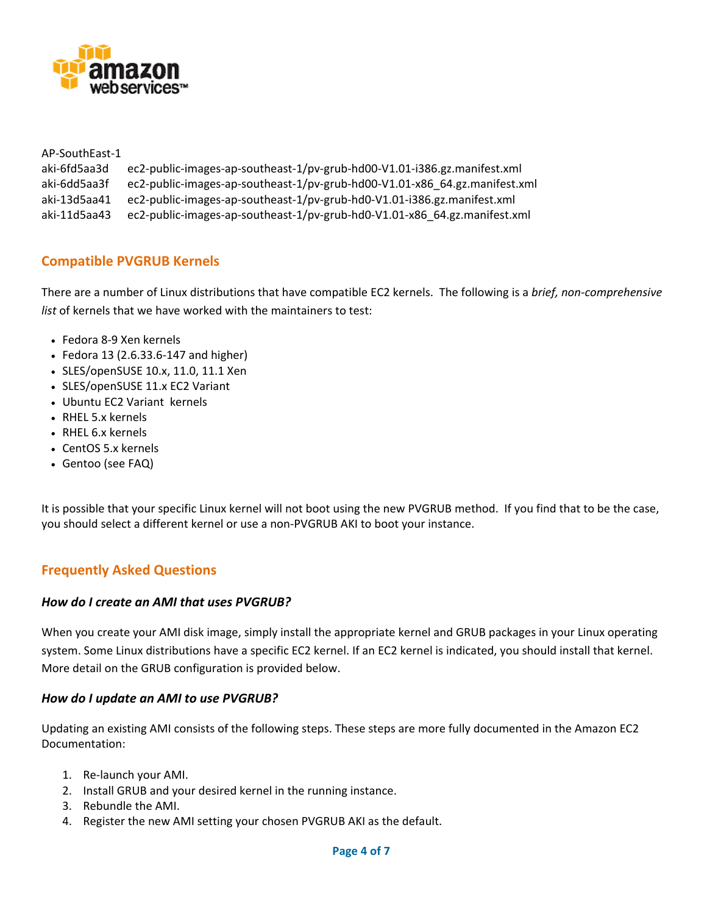AP-SouthEast-1

| | |
|---|---|
| aki-6fd5aa3d | ec2-public-images-ap-southeast-1/pv-grub-hd00-V1.01-i386.gz.manifest.xml |
| aki-6dd5aa3f | ec2-public-images-ap-southeast-1/pv-grub-hd00-V1.01-x86_64.gz.manifest.xml |
| aki-13d5aa41 | ec2-public-images-ap-southeast-1/pv-grub-hd0-V1.01-i386.gz.manifest.xml |
| aki-11d5aa43 | ec2-public-images-ap-southeast-1/pv-grub-hd0-V1.01-x86_64.gz.manifest.xml |

## Compatible PVGRUB Kernels

There are a number of Linux distributions that have compatible EC2 kernels. The following is a *brief, non-comprehensive list* of kernels that we have worked with the maintainers to test:

- Fedora 8-9 Xen kernels
- Fedora 13 (2.6.33.6-147 and higher)
- SLES/openSUSE 10.x, 11.0, 11.1 Xen
- SLES/openSUSE 11.x EC2 Variant
- Ubuntu EC2 Variant kernels
- RHEL 5.x kernels
- RHEL 6.x kernels
- CentOS 5.x kernels
- Gentoo (see FAQ)

It is possible that your specific Linux kernel will not boot using the new PVGRUB method. If you find that to be the case, you should select a different kernel or use a non-PVGRUB AKI to boot your instance.

## Frequently Asked Questions

### *How do I create an AMI that uses PVGRUB?*

When you create your AMI disk image, simply install the appropriate kernel and GRUB packages in your Linux operating system. Some Linux distributions have a specific EC2 kernel. If an EC2 kernel is indicated, you should install that kernel. More detail on the GRUB configuration is provided below.

### *How do I update an AMI to use PVGRUB?*

Updating an existing AMI consists of the following steps. These steps are more fully documented in the Amazon EC2 Documentation:

1. Re-launch your AMI.
2. Install GRUB and your desired kernel in the running instance.
3. Rebundle the AMI.
4. Register the new AMI setting your chosen PVGRUB AKI as the default.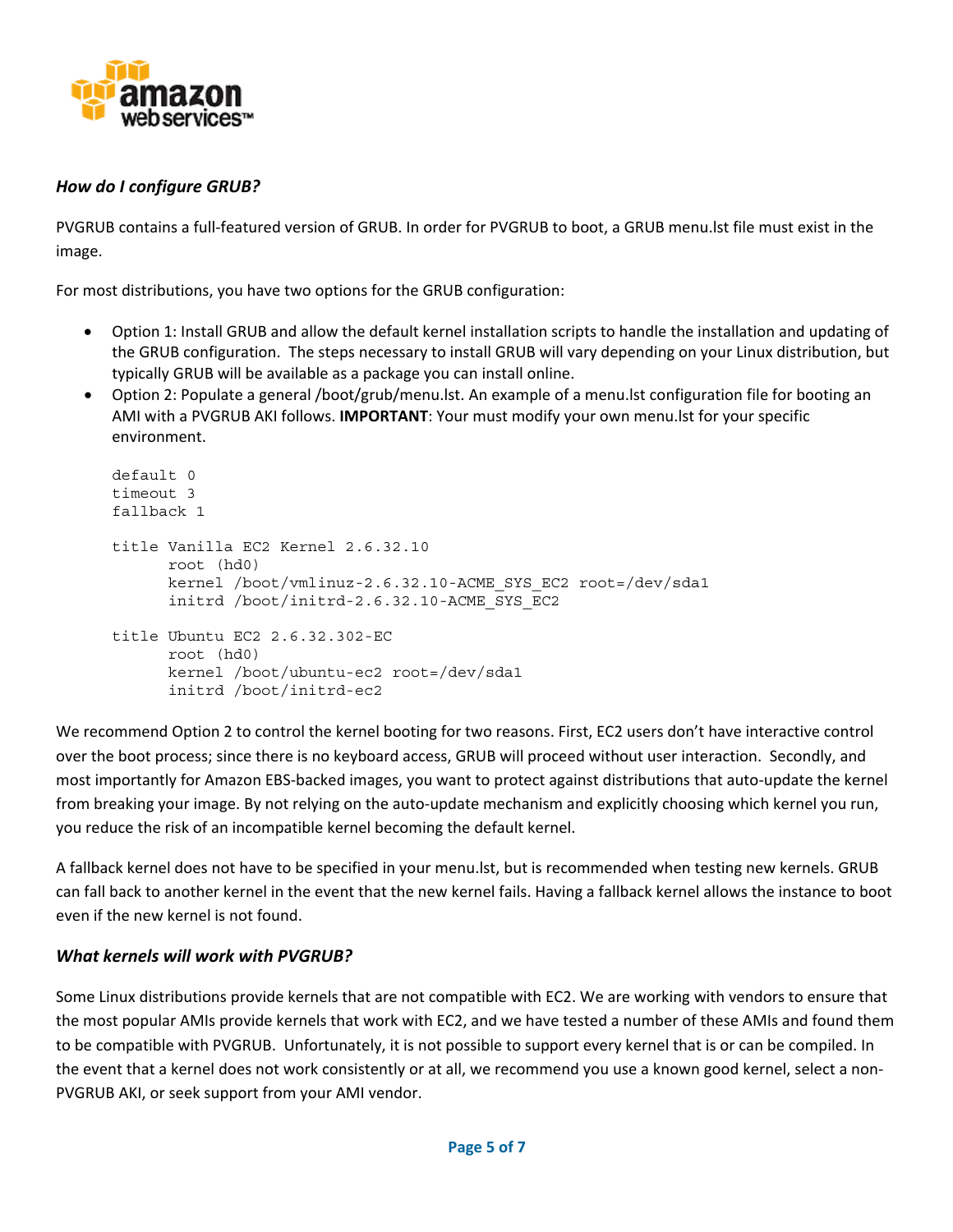### *How do I configure GRUB?*

PVGRUB contains a full-featured version of GRUB. In order for PVGRUB to boot, a GRUB menu.lst file must exist in the image.

For most distributions, you have two options for the GRUB configuration:

- Option 1: Install GRUB and allow the default kernel installation scripts to handle the installation and updating of the GRUB configuration. The steps necessary to install GRUB will vary depending on your Linux distribution, but typically GRUB will be available as a package you can install online.
- Option 2: Populate a general /boot/grub/menu.lst. An example of a menu.lst configuration file for booting an AMI with a PVGRUB AKI follows. **IMPORTANT**: Your must modify your own menu.lst for your specific environment.

```
default 0
timeout 3
fallback 1

title Vanilla EC2 Kernel 2.6.32.10
      root (hd0)
      kernel /boot/vmlinuz-2.6.32.10-ACME_SYS_EC2 root=/dev/sda1
      initrd /boot/initrd-2.6.32.10-ACME_SYS_EC2

title Ubuntu EC2 2.6.32.302-EC
      root (hd0)
      kernel /boot/ubuntu-ec2 root=/dev/sda1
      initrd /boot/initrd-ec2
```

We recommend Option 2 to control the kernel booting for two reasons. First, EC2 users don't have interactive control over the boot process; since there is no keyboard access, GRUB will proceed without user interaction. Secondly, and most importantly for Amazon EBS-backed images, you want to protect against distributions that auto-update the kernel from breaking your image. By not relying on the auto-update mechanism and explicitly choosing which kernel you run, you reduce the risk of an incompatible kernel becoming the default kernel.

A fallback kernel does not have to be specified in your menu.lst, but is recommended when testing new kernels. GRUB can fall back to another kernel in the event that the new kernel fails. Having a fallback kernel allows the instance to boot even if the new kernel is not found.

### *What kernels will work with PVGRUB?*

Some Linux distributions provide kernels that are not compatible with EC2. We are working with vendors to ensure that the most popular AMIs provide kernels that work with EC2, and we have tested a number of these AMIs and found them to be compatible with PVGRUB. Unfortunately, it is not possible to support every kernel that is or can be compiled. In the event that a kernel does not work consistently or at all, we recommend you use a known good kernel, select a non-PVGRUB AKI, or seek support from your AMI vendor.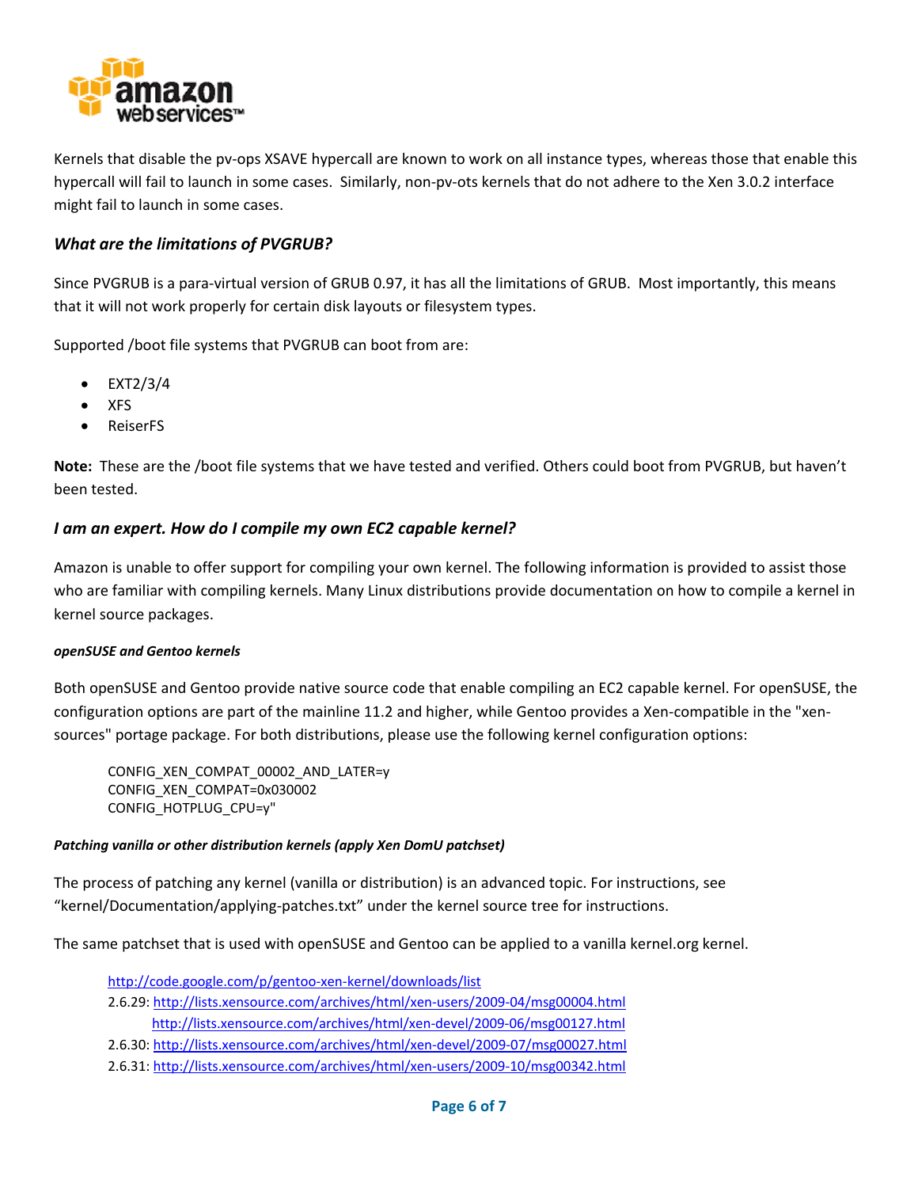Kernels that disable the pv-ops XSAVE hypercall are known to work on all instance types, whereas those that enable this hypercall will fail to launch in some cases. Similarly, non-pv-ots kernels that do not adhere to the Xen 3.0.2 interface might fail to launch in some cases.

### *What are the limitations of PVGRUB?*

Since PVGRUB is a para-virtual version of GRUB 0.97, it has all the limitations of GRUB. Most importantly, this means that it will not work properly for certain disk layouts or filesystem types.

Supported /boot file systems that PVGRUB can boot from are:

- EXT2/3/4
- XFS
- ReiserFS

**Note:** These are the /boot file systems that we have tested and verified. Others could boot from PVGRUB, but haven't been tested.

### *I am an expert. How do I compile my own EC2 capable kernel?*

Amazon is unable to offer support for compiling your own kernel. The following information is provided to assist those who are familiar with compiling kernels. Many Linux distributions provide documentation on how to compile a kernel in kernel source packages.

#### ***openSUSE and Gentoo kernels***

Both openSUSE and Gentoo provide native source code that enable compiling an EC2 capable kernel. For openSUSE, the configuration options are part of the mainline 11.2 and higher, while Gentoo provides a Xen-compatible in the "xen-sources" portage package. For both distributions, please use the following kernel configuration options:

```
CONFIG_XEN_COMPAT_00002_AND_LATER=y
CONFIG_XEN_COMPAT=0x030002
CONFIG_HOTPLUG_CPU=y"
```

#### ***Patching vanilla or other distribution kernels (apply Xen DomU patchset)***

The process of patching any kernel (vanilla or distribution) is an advanced topic. For instructions, see "kernel/Documentation/applying-patches.txt" under the kernel source tree for instructions.

The same patchset that is used with openSUSE and Gentoo can be applied to a vanilla kernel.org kernel.

http://code.google.com/p/gentoo-xen-kernel/downloads/list
2.6.29: http://lists.xensource.com/archives/html/xen-users/2009-04/msg00004.html
http://lists.xensource.com/archives/html/xen-devel/2009-06/msg00127.html
2.6.30: http://lists.xensource.com/archives/html/xen-devel/2009-07/msg00027.html
2.6.31: http://lists.xensource.com/archives/html/xen-users/2009-10/msg00342.html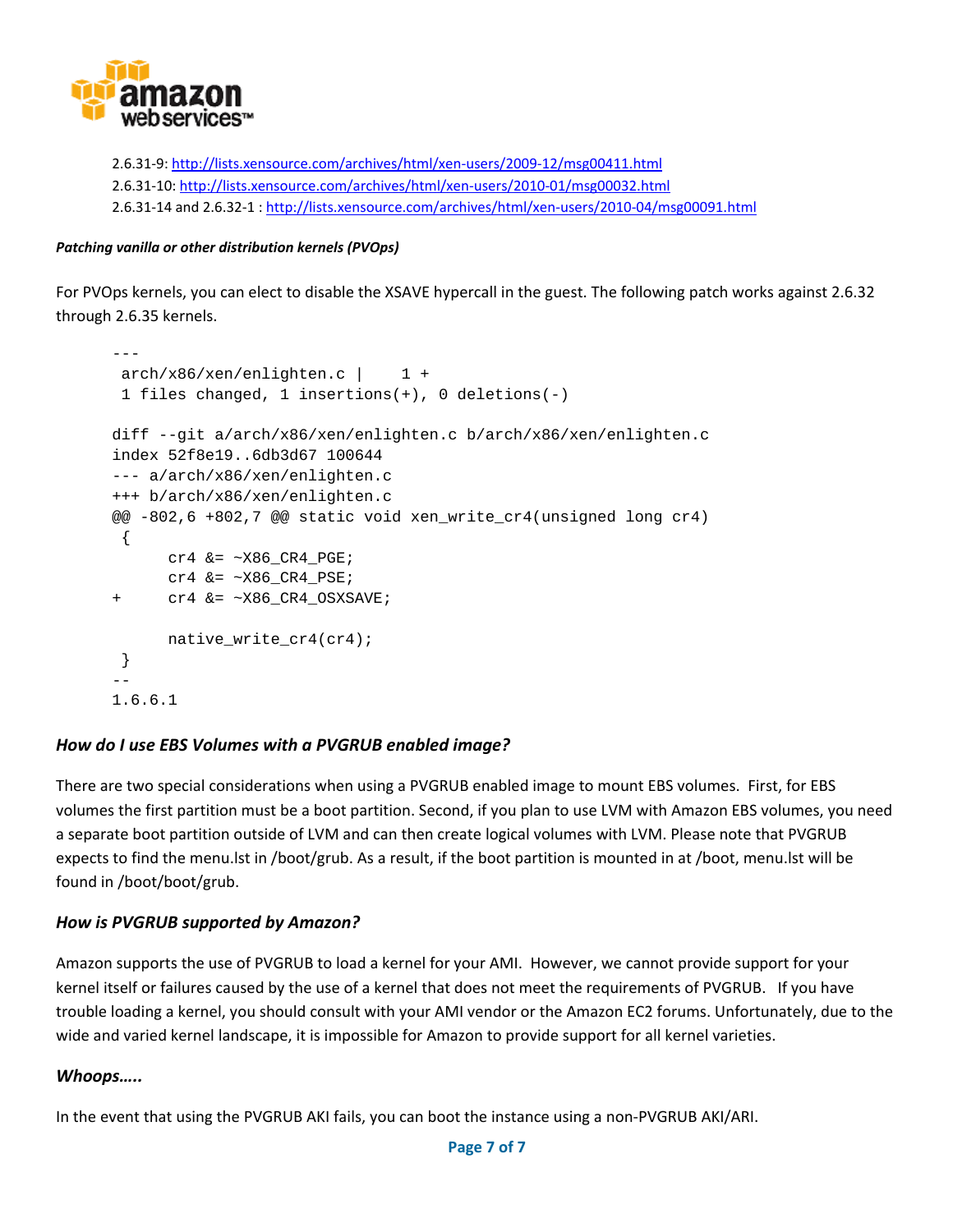2.6.31-9: http://lists.xensource.com/archives/html/xen-users/2009-12/msg00411.html
2.6.31-10: http://lists.xensource.com/archives/html/xen-users/2010-01/msg00032.html
2.6.31-14 and 2.6.32-1 : http://lists.xensource.com/archives/html/xen-users/2010-04/msg00091.html

***Patching vanilla or other distribution kernels (PVOps)***

For PVOps kernels, you can elect to disable the XSAVE hypercall in the guest. The following patch works against 2.6.32 through 2.6.35 kernels.

```
---
 arch/x86/xen/enlighten.c |    1 +
 1 files changed, 1 insertions(+), 0 deletions(-)

diff --git a/arch/x86/xen/enlighten.c b/arch/x86/xen/enlighten.c
index 52f8e19..6db3d67 100644
--- a/arch/x86/xen/enlighten.c
+++ b/arch/x86/xen/enlighten.c
@@ -802,6 +802,7 @@ static void xen_write_cr4(unsigned long cr4)
 {
      cr4 &= ~X86_CR4_PGE;
      cr4 &= ~X86_CR4_PSE;
+     cr4 &= ~X86_CR4_OSXSAVE;

      native_write_cr4(cr4);
 }
--
1.6.6.1
```

### *How do I use EBS Volumes with a PVGRUB enabled image?*

There are two special considerations when using a PVGRUB enabled image to mount EBS volumes. First, for EBS volumes the first partition must be a boot partition. Second, if you plan to use LVM with Amazon EBS volumes, you need a separate boot partition outside of LVM and can then create logical volumes with LVM. Please note that PVGRUB expects to find the menu.lst in /boot/grub. As a result, if the boot partition is mounted in at /boot, menu.lst will be found in /boot/boot/grub.

### *How is PVGRUB supported by Amazon?*

Amazon supports the use of PVGRUB to load a kernel for your AMI. However, we cannot provide support for your kernel itself or failures caused by the use of a kernel that does not meet the requirements of PVGRUB. If you have trouble loading a kernel, you should consult with your AMI vendor or the Amazon EC2 forums. Unfortunately, due to the wide and varied kernel landscape, it is impossible for Amazon to provide support for all kernel varieties.

### *Whoops…..*

In the event that using the PVGRUB AKI fails, you can boot the instance using a non-PVGRUB AKI/ARI.